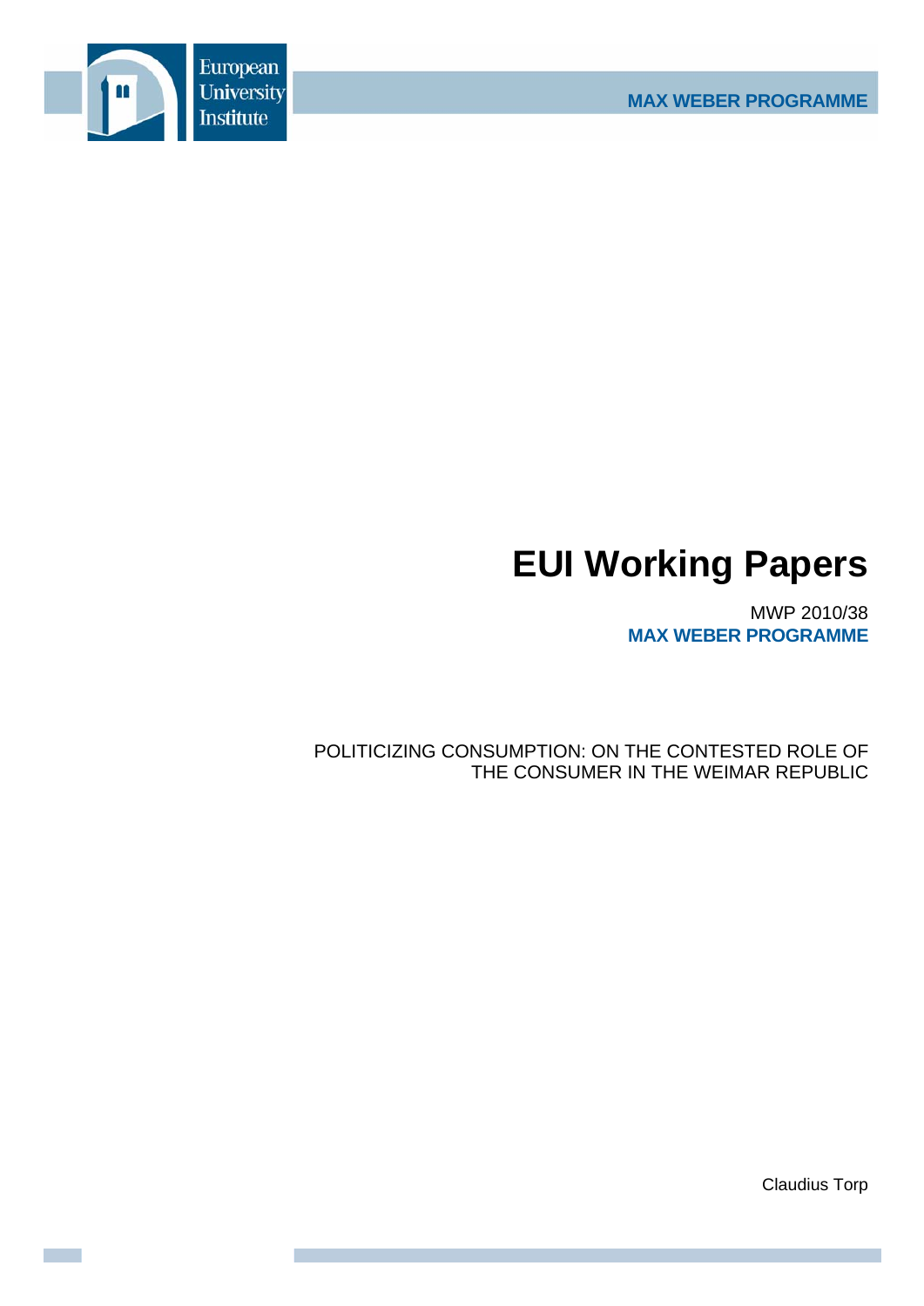European University Institute

MAX WEBER PROGRAMME

# EUI Working Papers

MWP 2010/38
**MAX WEBER PROGRAMME**

POLITICIZING CONSUMPTION: ON THE CONTESTED ROLE OF THE CONSUMER IN THE WEIMAR REPUBLIC

Claudius Torp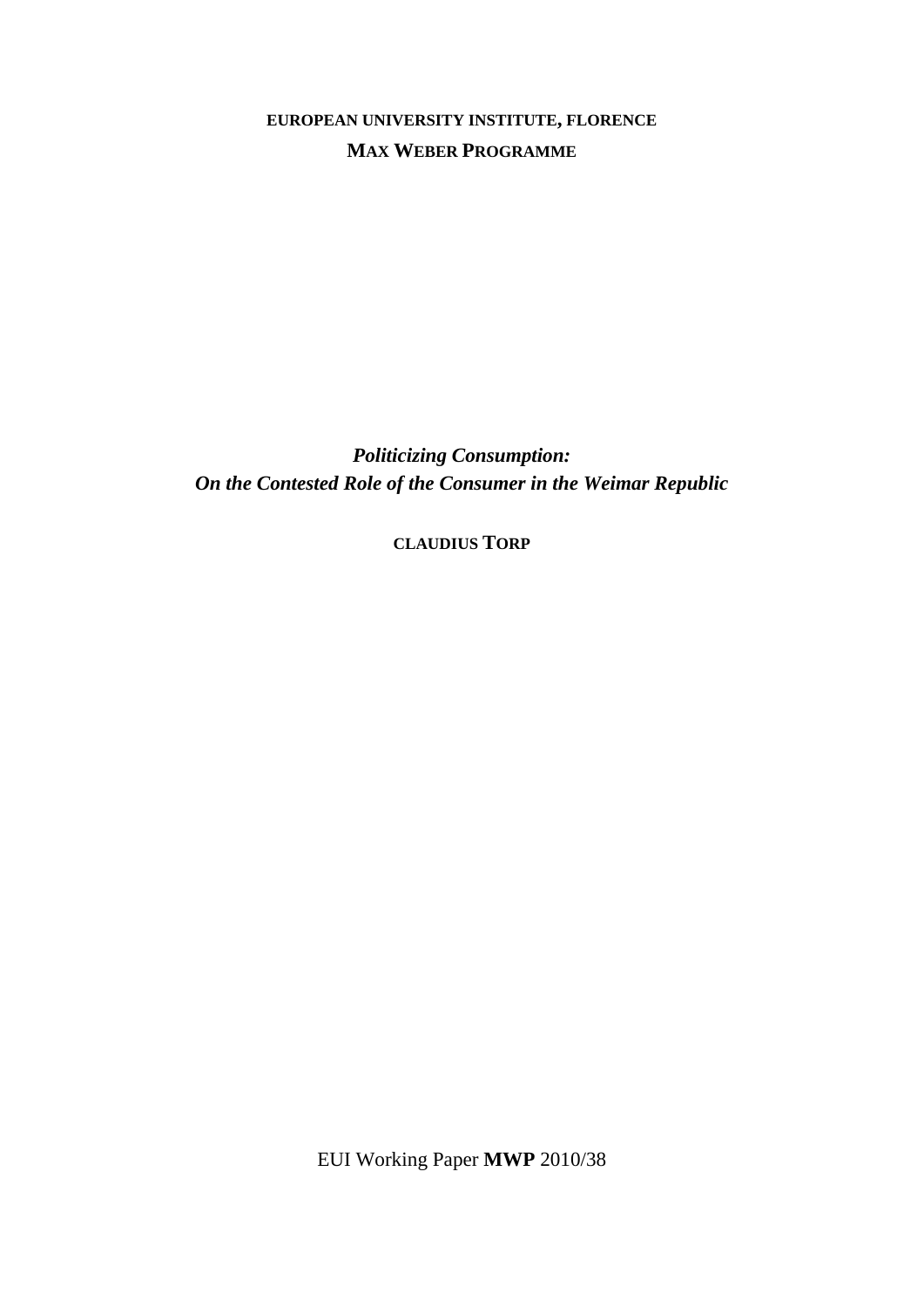**EUROPEAN UNIVERSITY INSTITUTE, FLORENCE**

**MAX WEBER PROGRAMME**

***Politicizing Consumption:***
***On the Contested Role of the Consumer in the Weimar Republic***

**CLAUDIUS TORP**

EUI Working Paper **MWP** 2010/38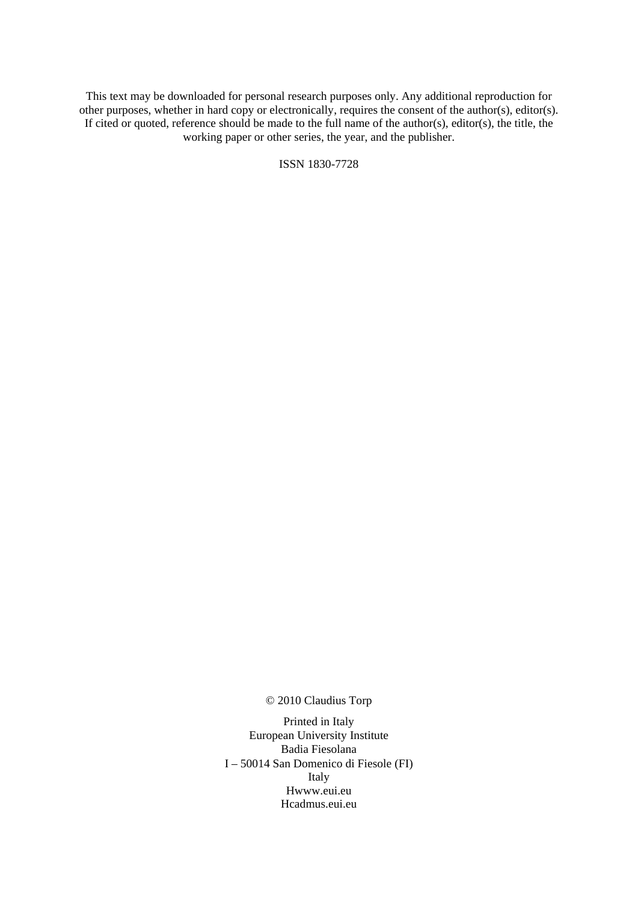This text may be downloaded for personal research purposes only. Any additional reproduction for other purposes, whether in hard copy or electronically, requires the consent of the author(s), editor(s). If cited or quoted, reference should be made to the full name of the author(s), editor(s), the title, the working paper or other series, the year, and the publisher.

ISSN 1830-7728

© 2010 Claudius Torp

Printed in Italy
European University Institute
Badia Fiesolana
I – 50014 San Domenico di Fiesole (FI)
Italy
Hwww.eui.eu
Hcadmus.eui.eu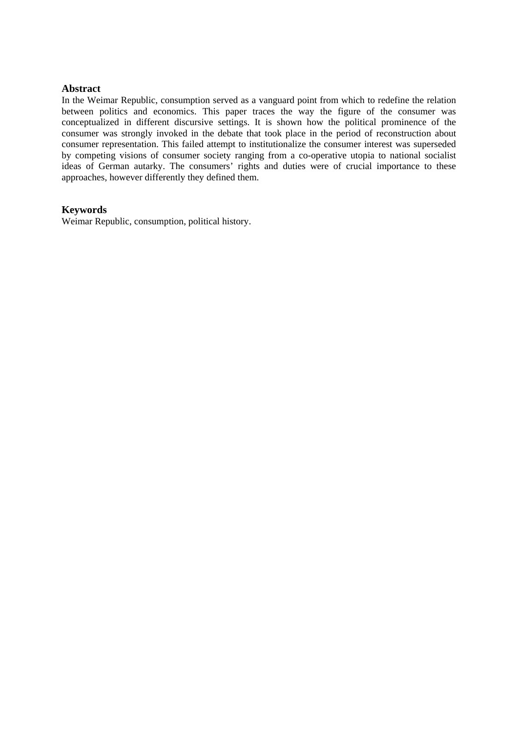## Abstract

In the Weimar Republic, consumption served as a vanguard point from which to redefine the relation between politics and economics. This paper traces the way the figure of the consumer was conceptualized in different discursive settings. It is shown how the political prominence of the consumer was strongly invoked in the debate that took place in the period of reconstruction about consumer representation. This failed attempt to institutionalize the consumer interest was superseded by competing visions of consumer society ranging from a co-operative utopia to national socialist ideas of German autarky. The consumers' rights and duties were of crucial importance to these approaches, however differently they defined them.

## Keywords

Weimar Republic, consumption, political history.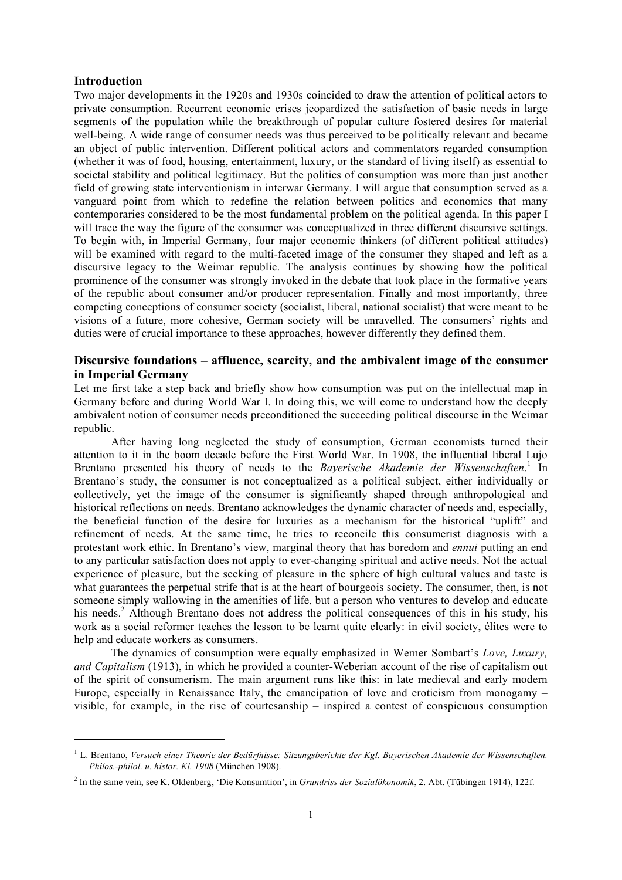## Introduction

Two major developments in the 1920s and 1930s coincided to draw the attention of political actors to private consumption. Recurrent economic crises jeopardized the satisfaction of basic needs in large segments of the population while the breakthrough of popular culture fostered desires for material well-being. A wide range of consumer needs was thus perceived to be politically relevant and became an object of public intervention. Different political actors and commentators regarded consumption (whether it was of food, housing, entertainment, luxury, or the standard of living itself) as essential to societal stability and political legitimacy. But the politics of consumption was more than just another field of growing state interventionism in interwar Germany. I will argue that consumption served as a vanguard point from which to redefine the relation between politics and economics that many contemporaries considered to be the most fundamental problem on the political agenda. In this paper I will trace the way the figure of the consumer was conceptualized in three different discursive settings. To begin with, in Imperial Germany, four major economic thinkers (of different political attitudes) will be examined with regard to the multi-faceted image of the consumer they shaped and left as a discursive legacy to the Weimar republic. The analysis continues by showing how the political prominence of the consumer was strongly invoked in the debate that took place in the formative years of the republic about consumer and/or producer representation. Finally and most importantly, three competing conceptions of consumer society (socialist, liberal, national socialist) that were meant to be visions of a future, more cohesive, German society will be unravelled. The consumers' rights and duties were of crucial importance to these approaches, however differently they defined them.

## Discursive foundations – affluence, scarcity, and the ambivalent image of the consumer in Imperial Germany

Let me first take a step back and briefly show how consumption was put on the intellectual map in Germany before and during World War I. In doing this, we will come to understand how the deeply ambivalent notion of consumer needs preconditioned the succeeding political discourse in the Weimar republic.

After having long neglected the study of consumption, German economists turned their attention to it in the boom decade before the First World War. In 1908, the influential liberal Lujo Brentano presented his theory of needs to the *Bayerische Akademie der Wissenschaften*.[1] In Brentano's study, the consumer is not conceptualized as a political subject, either individually or collectively, yet the image of the consumer is significantly shaped through anthropological and historical reflections on needs. Brentano acknowledges the dynamic character of needs and, especially, the beneficial function of the desire for luxuries as a mechanism for the historical "uplift" and refinement of needs. At the same time, he tries to reconcile this consumerist diagnosis with a protestant work ethic. In Brentano's view, marginal theory that has boredom and *ennui* putting an end to any particular satisfaction does not apply to ever-changing spiritual and active needs. Not the actual experience of pleasure, but the seeking of pleasure in the sphere of high cultural values and taste is what guarantees the perpetual strife that is at the heart of bourgeois society. The consumer, then, is not someone simply wallowing in the amenities of life, but a person who ventures to develop and educate his needs.[2] Although Brentano does not address the political consequences of this in his study, his work as a social reformer teaches the lesson to be learnt quite clearly: in civil society, élites were to help and educate workers as consumers.

The dynamics of consumption were equally emphasized in Werner Sombart's *Love, Luxury, and Capitalism* (1913), in which he provided a counter-Weberian account of the rise of capitalism out of the spirit of consumerism. The main argument runs like this: in late medieval and early modern Europe, especially in Renaissance Italy, the emancipation of love and eroticism from monogamy – visible, for example, in the rise of courtesanship – inspired a contest of conspicuous consumption

---

[1] L. Brentano, *Versuch einer Theorie der Bedürfnisse: Sitzungsberichte der Kgl. Bayerischen Akademie der Wissenschaften. Philos.-philol. u. histor. Kl. 1908* (München 1908).

[2] In the same vein, see K. Oldenberg, 'Die Konsumtion', in *Grundriss der Sozialökonomik*, 2. Abt. (Tübingen 1914), 122f.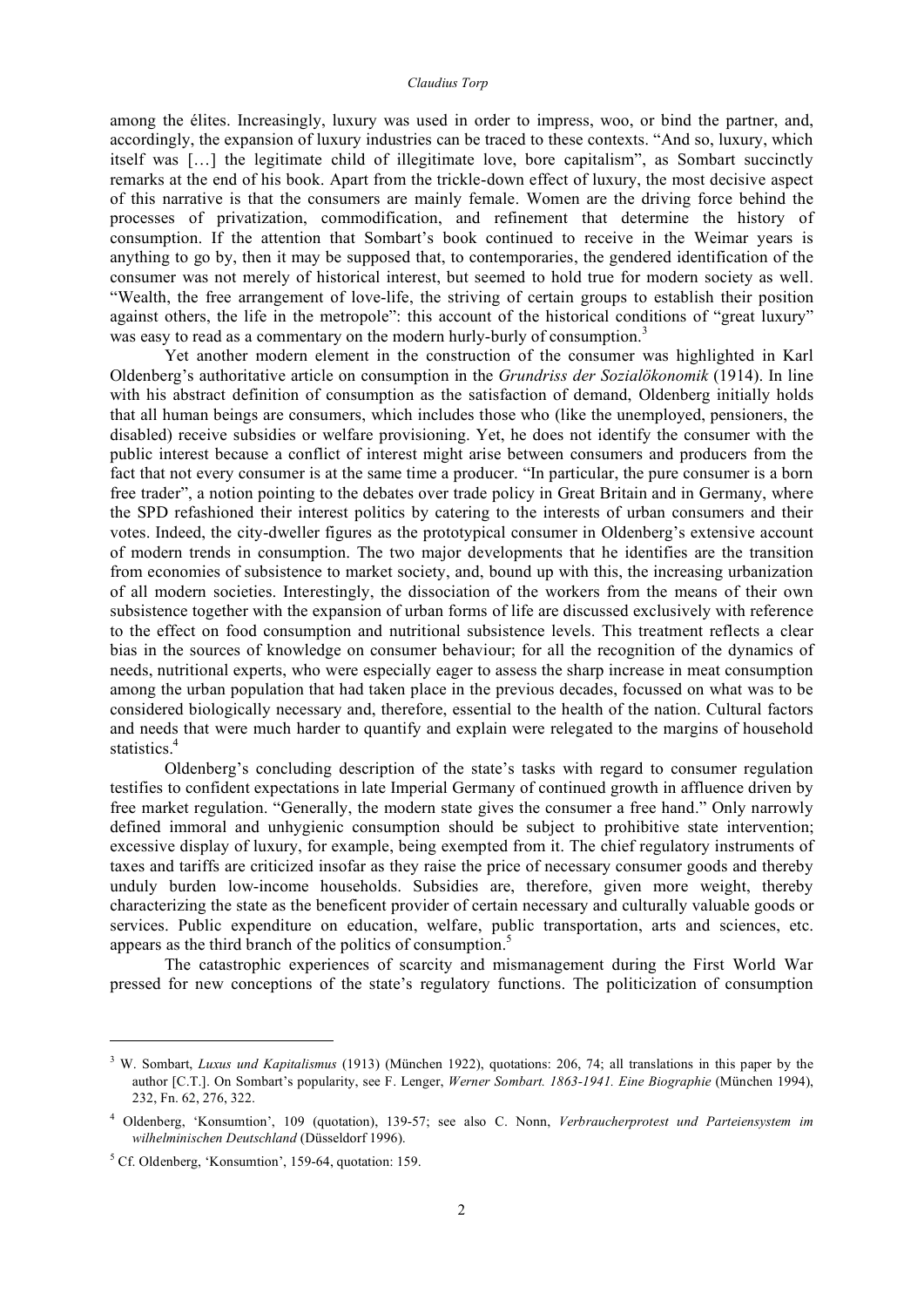among the élites. Increasingly, luxury was used in order to impress, woo, or bind the partner, and, accordingly, the expansion of luxury industries can be traced to these contexts. "And so, luxury, which itself was […] the legitimate child of illegitimate love, bore capitalism", as Sombart succinctly remarks at the end of his book. Apart from the trickle-down effect of luxury, the most decisive aspect of this narrative is that the consumers are mainly female. Women are the driving force behind the processes of privatization, commodification, and refinement that determine the history of consumption. If the attention that Sombart's book continued to receive in the Weimar years is anything to go by, then it may be supposed that, to contemporaries, the gendered identification of the consumer was not merely of historical interest, but seemed to hold true for modern society as well. "Wealth, the free arrangement of love-life, the striving of certain groups to establish their position against others, the life in the metropole": this account of the historical conditions of "great luxury" was easy to read as a commentary on the modern hurly-burly of consumption.[3]

Yet another modern element in the construction of the consumer was highlighted in Karl Oldenberg's authoritative article on consumption in the *Grundriss der Sozialökonomik* (1914). In line with his abstract definition of consumption as the satisfaction of demand, Oldenberg initially holds that all human beings are consumers, which includes those who (like the unemployed, pensioners, the disabled) receive subsidies or welfare provisioning. Yet, he does not identify the consumer with the public interest because a conflict of interest might arise between consumers and producers from the fact that not every consumer is at the same time a producer. "In particular, the pure consumer is a born free trader", a notion pointing to the debates over trade policy in Great Britain and in Germany, where the SPD refashioned their interest politics by catering to the interests of urban consumers and their votes. Indeed, the city-dweller figures as the prototypical consumer in Oldenberg's extensive account of modern trends in consumption. The two major developments that he identifies are the transition from economies of subsistence to market society, and, bound up with this, the increasing urbanization of all modern societies. Interestingly, the dissociation of the workers from the means of their own subsistence together with the expansion of urban forms of life are discussed exclusively with reference to the effect on food consumption and nutritional subsistence levels. This treatment reflects a clear bias in the sources of knowledge on consumer behaviour; for all the recognition of the dynamics of needs, nutritional experts, who were especially eager to assess the sharp increase in meat consumption among the urban population that had taken place in the previous decades, focussed on what was to be considered biologically necessary and, therefore, essential to the health of the nation. Cultural factors and needs that were much harder to quantify and explain were relegated to the margins of household statistics.[4]

Oldenberg's concluding description of the state's tasks with regard to consumer regulation testifies to confident expectations in late Imperial Germany of continued growth in affluence driven by free market regulation. "Generally, the modern state gives the consumer a free hand." Only narrowly defined immoral and unhygienic consumption should be subject to prohibitive state intervention; excessive display of luxury, for example, being exempted from it. The chief regulatory instruments of taxes and tariffs are criticized insofar as they raise the price of necessary consumer goods and thereby unduly burden low-income households. Subsidies are, therefore, given more weight, thereby characterizing the state as the beneficent provider of certain necessary and culturally valuable goods or services. Public expenditure on education, welfare, public transportation, arts and sciences, etc. appears as the third branch of the politics of consumption.[5]

The catastrophic experiences of scarcity and mismanagement during the First World War pressed for new conceptions of the state's regulatory functions. The politicization of consumption

---

[3] W. Sombart, *Luxus und Kapitalismus* (1913) (München 1922), quotations: 206, 74; all translations in this paper by the author [C.T.]. On Sombart's popularity, see F. Lenger, *Werner Sombart. 1863-1941. Eine Biographie* (München 1994), 232, Fn. 62, 276, 322.

[4] Oldenberg, 'Konsumtion', 109 (quotation), 139-57; see also C. Nonn, *Verbraucherprotest und Parteiensystem im wilhelminischen Deutschland* (Düsseldorf 1996).

[5] Cf. Oldenberg, 'Konsumtion', 159-64, quotation: 159.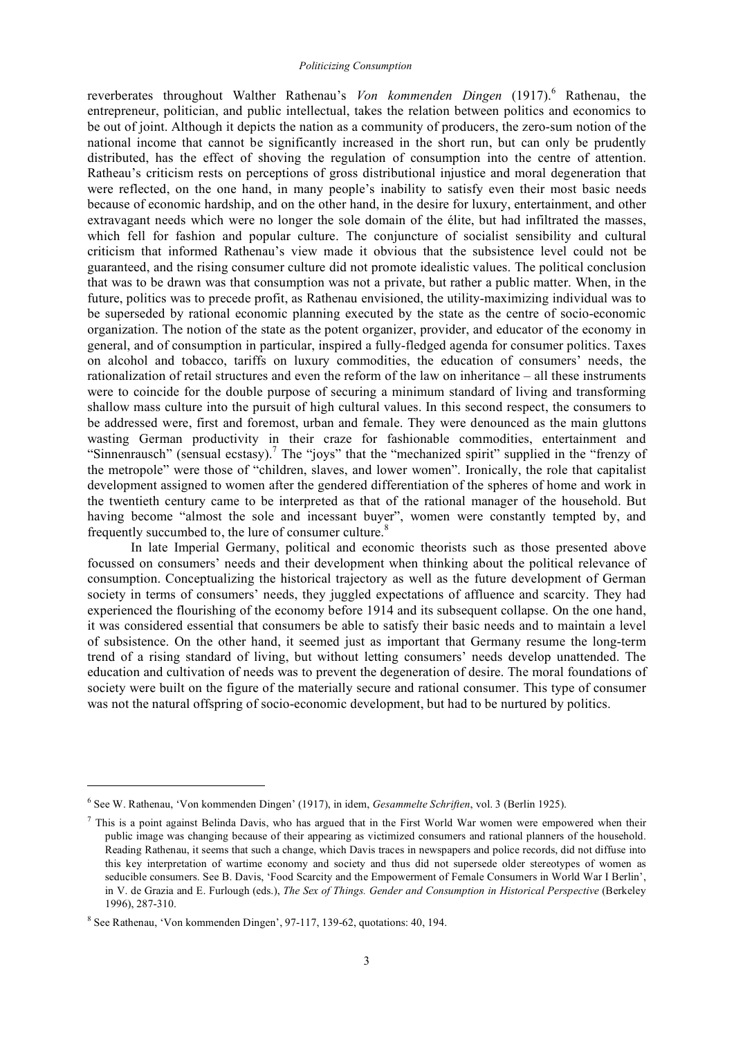reverberates throughout Walther Rathenau's *Von kommenden Dingen* (1917).[6] Rathenau, the entrepreneur, politician, and public intellectual, takes the relation between politics and economics to be out of joint. Although it depicts the nation as a community of producers, the zero-sum notion of the national income that cannot be significantly increased in the short run, but can only be prudently distributed, has the effect of shoving the regulation of consumption into the centre of attention. Ratheau's criticism rests on perceptions of gross distributional injustice and moral degeneration that were reflected, on the one hand, in many people's inability to satisfy even their most basic needs because of economic hardship, and on the other hand, in the desire for luxury, entertainment, and other extravagant needs which were no longer the sole domain of the élite, but had infiltrated the masses, which fell for fashion and popular culture. The conjuncture of socialist sensibility and cultural criticism that informed Rathenau's view made it obvious that the subsistence level could not be guaranteed, and the rising consumer culture did not promote idealistic values. The political conclusion that was to be drawn was that consumption was not a private, but rather a public matter. When, in the future, politics was to precede profit, as Rathenau envisioned, the utility-maximizing individual was to be superseded by rational economic planning executed by the state as the centre of socio-economic organization. The notion of the state as the potent organizer, provider, and educator of the economy in general, and of consumption in particular, inspired a fully-fledged agenda for consumer politics. Taxes on alcohol and tobacco, tariffs on luxury commodities, the education of consumers' needs, the rationalization of retail structures and even the reform of the law on inheritance – all these instruments were to coincide for the double purpose of securing a minimum standard of living and transforming shallow mass culture into the pursuit of high cultural values. In this second respect, the consumers to be addressed were, first and foremost, urban and female. They were denounced as the main gluttons wasting German productivity in their craze for fashionable commodities, entertainment and "Sinnenrausch" (sensual ecstasy).[7] The "joys" that the "mechanized spirit" supplied in the "frenzy of the metropole" were those of "children, slaves, and lower women". Ironically, the role that capitalist development assigned to women after the gendered differentiation of the spheres of home and work in the twentieth century came to be interpreted as that of the rational manager of the household. But having become "almost the sole and incessant buyer", women were constantly tempted by, and frequently succumbed to, the lure of consumer culture.[8]

In late Imperial Germany, political and economic theorists such as those presented above focussed on consumers' needs and their development when thinking about the political relevance of consumption. Conceptualizing the historical trajectory as well as the future development of German society in terms of consumers' needs, they juggled expectations of affluence and scarcity. They had experienced the flourishing of the economy before 1914 and its subsequent collapse. On the one hand, it was considered essential that consumers be able to satisfy their basic needs and to maintain a level of subsistence. On the other hand, it seemed just as important that Germany resume the long-term trend of a rising standard of living, but without letting consumers' needs develop unattended. The education and cultivation of needs was to prevent the degeneration of desire. The moral foundations of society were built on the figure of the materially secure and rational consumer. This type of consumer was not the natural offspring of socio-economic development, but had to be nurtured by politics.

---

[6] See W. Rathenau, 'Von kommenden Dingen' (1917), in idem, *Gesammelte Schriften*, vol. 3 (Berlin 1925).

[7] This is a point against Belinda Davis, who has argued that in the First World War women were empowered when their public image was changing because of their appearing as victimized consumers and rational planners of the household. Reading Rathenau, it seems that such a change, which Davis traces in newspapers and police records, did not diffuse into this key interpretation of wartime economy and society and thus did not supersede older stereotypes of women as seducible consumers. See B. Davis, 'Food Scarcity and the Empowerment of Female Consumers in World War I Berlin', in V. de Grazia and E. Furlough (eds.), *The Sex of Things. Gender and Consumption in Historical Perspective* (Berkeley 1996), 287-310.

[8] See Rathenau, 'Von kommenden Dingen', 97-117, 139-62, quotations: 40, 194.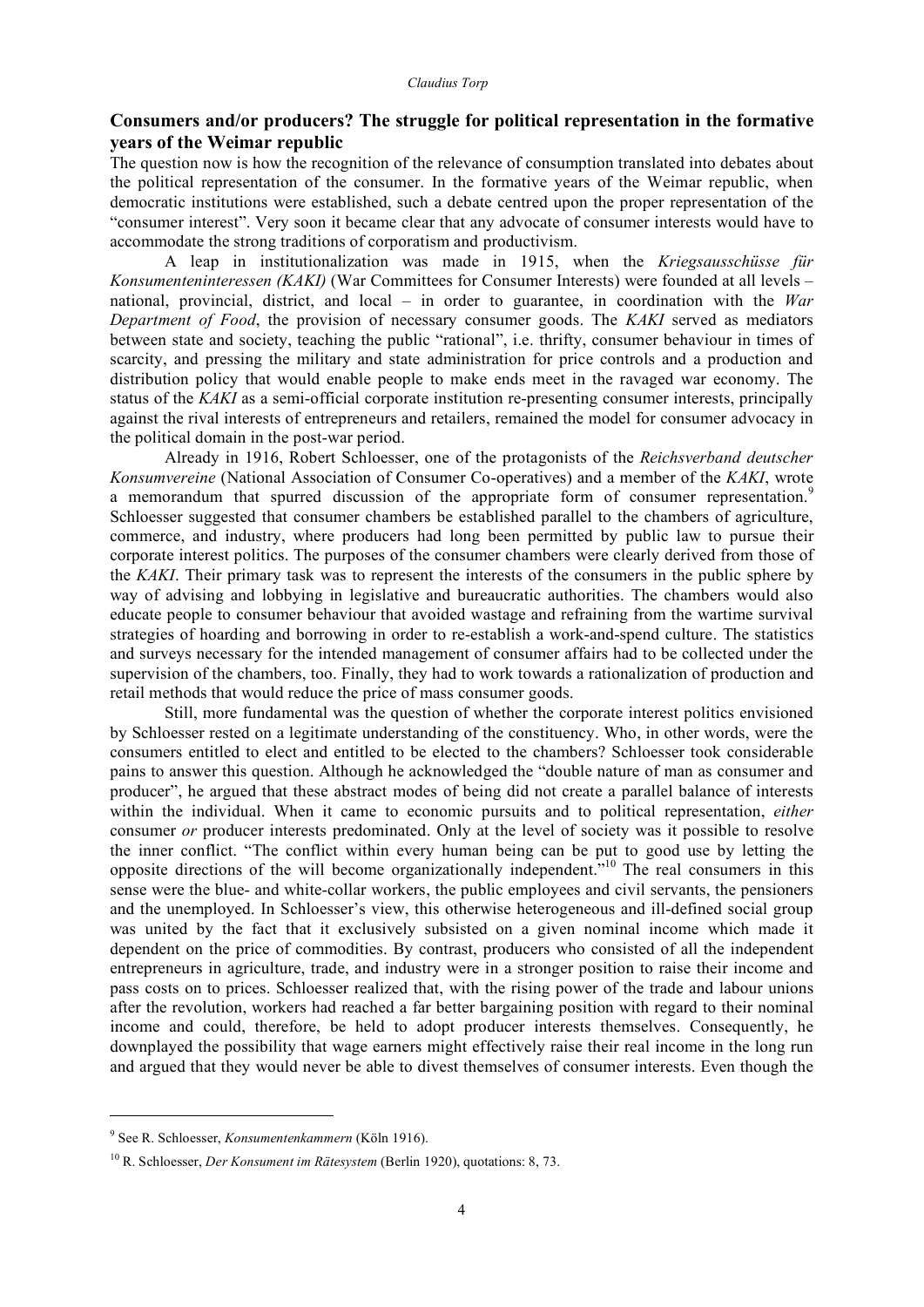## Consumers and/or producers? The struggle for political representation in the formative years of the Weimar republic

The question now is how the recognition of the relevance of consumption translated into debates about the political representation of the consumer. In the formative years of the Weimar republic, when democratic institutions were established, such a debate centred upon the proper representation of the "consumer interest". Very soon it became clear that any advocate of consumer interests would have to accommodate the strong traditions of corporatism and productivism.

A leap in institutionalization was made in 1915, when the *Kriegsausschüsse für Konsumenteninteressen (KAKI)* (War Committees for Consumer Interests) were founded at all levels – national, provincial, district, and local – in order to guarantee, in coordination with the *War Department of Food*, the provision of necessary consumer goods. The *KAKI* served as mediators between state and society, teaching the public "rational", i.e. thrifty, consumer behaviour in times of scarcity, and pressing the military and state administration for price controls and a production and distribution policy that would enable people to make ends meet in the ravaged war economy. The status of the *KAKI* as a semi-official corporate institution re-presenting consumer interests, principally against the rival interests of entrepreneurs and retailers, remained the model for consumer advocacy in the political domain in the post-war period.

Already in 1916, Robert Schloesser, one of the protagonists of the *Reichsverband deutscher Konsumvereine* (National Association of Consumer Co-operatives) and a member of the *KAKI*, wrote a memorandum that spurred discussion of the appropriate form of consumer representation.[9] Schloesser suggested that consumer chambers be established parallel to the chambers of agriculture, commerce, and industry, where producers had long been permitted by public law to pursue their corporate interest politics. The purposes of the consumer chambers were clearly derived from those of the *KAKI*. Their primary task was to represent the interests of the consumers in the public sphere by way of advising and lobbying in legislative and bureaucratic authorities. The chambers would also educate people to consumer behaviour that avoided wastage and refraining from the wartime survival strategies of hoarding and borrowing in order to re-establish a work-and-spend culture. The statistics and surveys necessary for the intended management of consumer affairs had to be collected under the supervision of the chambers, too. Finally, they had to work towards a rationalization of production and retail methods that would reduce the price of mass consumer goods.

Still, more fundamental was the question of whether the corporate interest politics envisioned by Schloesser rested on a legitimate understanding of the constituency. Who, in other words, were the consumers entitled to elect and entitled to be elected to the chambers? Schloesser took considerable pains to answer this question. Although he acknowledged the "double nature of man as consumer and producer", he argued that these abstract modes of being did not create a parallel balance of interests within the individual. When it came to economic pursuits and to political representation, *either* consumer *or* producer interests predominated. Only at the level of society was it possible to resolve the inner conflict. "The conflict within every human being can be put to good use by letting the opposite directions of the will become organizationally independent."[10] The real consumers in this sense were the blue- and white-collar workers, the public employees and civil servants, the pensioners and the unemployed. In Schloesser's view, this otherwise heterogeneous and ill-defined social group was united by the fact that it exclusively subsisted on a given nominal income which made it dependent on the price of commodities. By contrast, producers who consisted of all the independent entrepreneurs in agriculture, trade, and industry were in a stronger position to raise their income and pass costs on to prices. Schloesser realized that, with the rising power of the trade and labour unions after the revolution, workers had reached a far better bargaining position with regard to their nominal income and could, therefore, be held to adopt producer interests themselves. Consequently, he downplayed the possibility that wage earners might effectively raise their real income in the long run and argued that they would never be able to divest themselves of consumer interests. Even though the

---

[9] See R. Schloesser, *Konsumentenkammern* (Köln 1916).

[10] R. Schloesser, *Der Konsument im Rätesystem* (Berlin 1920), quotations: 8, 73.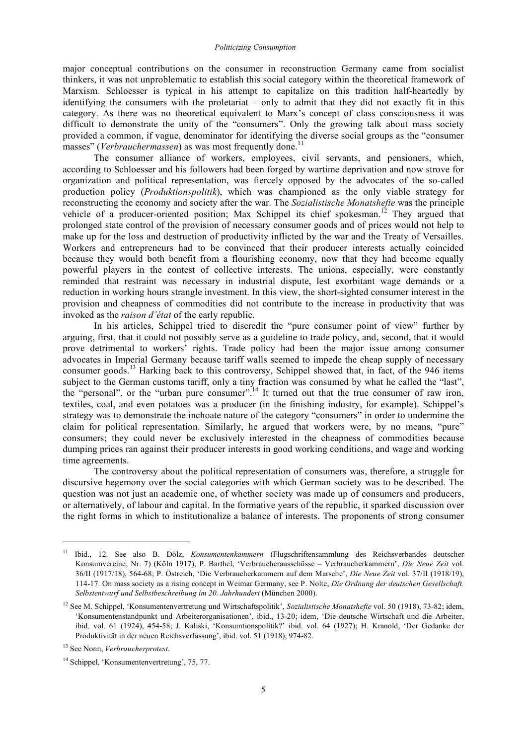major conceptual contributions on the consumer in reconstruction Germany came from socialist thinkers, it was not unproblematic to establish this social category within the theoretical framework of Marxism. Schloesser is typical in his attempt to capitalize on this tradition half-heartedly by identifying the consumers with the proletariat – only to admit that they did not exactly fit in this category. As there was no theoretical equivalent to Marx's concept of class consciousness it was difficult to demonstrate the unity of the "consumers". Only the growing talk about mass society provided a common, if vague, denominator for identifying the diverse social groups as the "consumer masses" (*Verbrauchermassen*) as was most frequently done.[11]

The consumer alliance of workers, employees, civil servants, and pensioners, which, according to Schloesser and his followers had been forged by wartime deprivation and now strove for organization and political representation, was fiercely opposed by the advocates of the so-called production policy (*Produktionspolitik*), which was championed as the only viable strategy for reconstructing the economy and society after the war. The *Sozialistische Monatshefte* was the principle vehicle of a producer-oriented position; Max Schippel its chief spokesman.[12] They argued that prolonged state control of the provision of necessary consumer goods and of prices would not help to make up for the loss and destruction of productivity inflicted by the war and the Treaty of Versailles. Workers and entrepreneurs had to be convinced that their producer interests actually coincided because they would both benefit from a flourishing economy, now that they had become equally powerful players in the contest of collective interests. The unions, especially, were constantly reminded that restraint was necessary in industrial dispute, lest exorbitant wage demands or a reduction in working hours strangle investment. In this view, the short-sighted consumer interest in the provision and cheapness of commodities did not contribute to the increase in productivity that was invoked as the *raison d'état* of the early republic.

In his articles, Schippel tried to discredit the "pure consumer point of view" further by arguing, first, that it could not possibly serve as a guideline to trade policy, and, second, that it would prove detrimental to workers' rights. Trade policy had been the major issue among consumer advocates in Imperial Germany because tariff walls seemed to impede the cheap supply of necessary consumer goods.[13] Harking back to this controversy, Schippel showed that, in fact, of the 946 items subject to the German customs tariff, only a tiny fraction was consumed by what he called the "last", the "personal", or the "urban pure consumer".[14] It turned out that the true consumer of raw iron, textiles, coal, and even potatoes was a producer (in the finishing industry, for example). Schippel's strategy was to demonstrate the inchoate nature of the category "consumers" in order to undermine the claim for political representation. Similarly, he argued that workers were, by no means, "pure" consumers; they could never be exclusively interested in the cheapness of commodities because dumping prices ran against their producer interests in good working conditions, and wage and working time agreements.

The controversy about the political representation of consumers was, therefore, a struggle for discursive hegemony over the social categories with which German society was to be described. The question was not just an academic one, of whether society was made up of consumers and producers, or alternatively, of labour and capital. In the formative years of the republic, it sparked discussion over the right forms in which to institutionalize a balance of interests. The proponents of strong consumer

---

[11] Ibid., 12. See also B. Dölz, *Konsumentenkammern* (Flugschriftensammlung des Reichsverbandes deutscher Konsumvereine, Nr. 7) (Köln 1917); P. Barthel, 'Verbraucherausschüsse – Verbraucherkammern', *Die Neue Zeit* vol. 36/II (1917/18), 564-68; P. Östreich, 'Die Verbraucherkammern auf dem Marsche', *Die Neue Zeit* vol. 37/II (1918/19), 114-17. On mass society as a rising concept in Weimar Germany, see P. Nolte, *Die Ordnung der deutschen Gesellschaft. Selbstentwurf und Selbstbeschreibung im 20. Jahrhundert* (München 2000).

[12] See M. Schippel, 'Konsumentenvertretung und Wirtschaftspolitik', *Sozialistische Monatshefte* vol. 50 (1918), 73-82; idem, 'Konsumentenstandpunkt und Arbeiterorganisationen', ibid., 13-20; idem, 'Die deutsche Wirtschaft und die Arbeiter, ibid. vol. 61 (1924), 454-58; J. Kaliski, 'Konsumtionspolitik?' ibid. vol. 64 (1927); H. Kranold, 'Der Gedanke der Produktivität in der neuen Reichsverfassung', ibid. vol. 51 (1918), 974-82.

[13] See Nonn, *Verbraucherprotest*.

[14] Schippel, 'Konsumentenvertretung', 75, 77.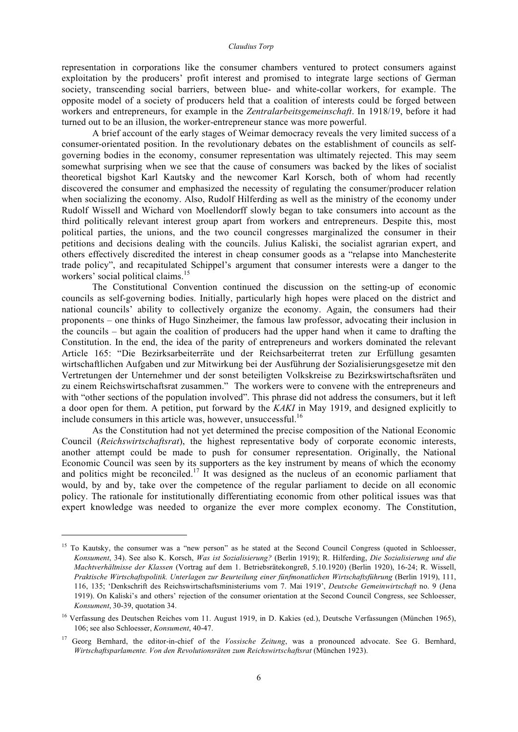representation in corporations like the consumer chambers ventured to protect consumers against exploitation by the producers' profit interest and promised to integrate large sections of German society, transcending social barriers, between blue- and white-collar workers, for example. The opposite model of a society of producers held that a coalition of interests could be forged between workers and entrepreneurs, for example in the *Zentralarbeitsgemeinschaft*. In 1918/19, before it had turned out to be an illusion, the worker-entrepreneur stance was more powerful.

A brief account of the early stages of Weimar democracy reveals the very limited success of a consumer-orientated position. In the revolutionary debates on the establishment of councils as self-governing bodies in the economy, consumer representation was ultimately rejected. This may seem somewhat surprising when we see that the cause of consumers was backed by the likes of socialist theoretical bigshot Karl Kautsky and the newcomer Karl Korsch, both of whom had recently discovered the consumer and emphasized the necessity of regulating the consumer/producer relation when socializing the economy. Also, Rudolf Hilferding as well as the ministry of the economy under Rudolf Wissell and Wichard von Moellendorff slowly began to take consumers into account as the third politically relevant interest group apart from workers and entrepreneurs. Despite this, most political parties, the unions, and the two council congresses marginalized the consumer in their petitions and decisions dealing with the councils. Julius Kaliski, the socialist agrarian expert, and others effectively discredited the interest in cheap consumer goods as a "relapse into Manchesterite trade policy", and recapitulated Schippel's argument that consumer interests were a danger to the workers' social political claims.[15]

The Constitutional Convention continued the discussion on the setting-up of economic councils as self-governing bodies. Initially, particularly high hopes were placed on the district and national councils' ability to collectively organize the economy. Again, the consumers had their proponents – one thinks of Hugo Sinzheimer, the famous law professor, advocating their inclusion in the councils – but again the coalition of producers had the upper hand when it came to drafting the Constitution. In the end, the idea of the parity of entrepreneurs and workers dominated the relevant Article 165: "Die Bezirksarbeiterräte und der Reichsarbeiterrat treten zur Erfüllung gesamten wirtschaftlichen Aufgaben und zur Mitwirkung bei der Ausführung der Sozialisierungsgesetze mit den Vertretungen der Unternehmer und der sonst beteiligten Volkskreise zu Bezirkswirtschaftsräten und zu einem Reichswirtschaftsrat zusammen." The workers were to convene with the entrepreneurs and with "other sections of the population involved". This phrase did not address the consumers, but it left a door open for them. A petition, put forward by the *KAKI* in May 1919, and designed explicitly to include consumers in this article was, however, unsuccessful.[16]

As the Constitution had not yet determined the precise composition of the National Economic Council (*Reichswirtschaftsrat*), the highest representative body of corporate economic interests, another attempt could be made to push for consumer representation. Originally, the National Economic Council was seen by its supporters as the key instrument by means of which the economy and politics might be reconciled.[17] It was designed as the nucleus of an economic parliament that would, by and by, take over the competence of the regular parliament to decide on all economic policy. The rationale for institutionally differentiating economic from other political issues was that expert knowledge was needed to organize the ever more complex economy. The Constitution,

---

[15] To Kautsky, the consumer was a "new person" as he stated at the Second Council Congress (quoted in Schloesser, *Konsument*, 34). See also K. Korsch, *Was ist Sozialisierung?* (Berlin 1919); R. Hilferding, *Die Sozialisierung und die Machtverhältnisse der Klassen* (Vortrag auf dem 1. Betriebsrätekongreß, 5.10.1920) (Berlin 1920), 16-24; R. Wissell, *Praktische Wirtschaftspolitik. Unterlagen zur Beurteilung einer fünfmonatlichen Wirtschaftsführung* (Berlin 1919), 111, 116, 135; 'Denkschrift des Reichswirtschaftsministeriums vom 7. Mai 1919', *Deutsche Gemeinwirtschaft* no. 9 (Jena 1919). On Kaliski's and others' rejection of the consumer orientation at the Second Council Congress, see Schloesser, *Konsument*, 30-39, quotation 34.

[16] Verfassung des Deutschen Reiches vom 11. August 1919, in D. Kakies (ed.), Deutsche Verfassungen (München 1965), 106; see also Schloesser, *Konsument*, 40-47.

[17] Georg Bernhard, the editor-in-chief of the *Vossische Zeitung*, was a pronounced advocate. See G. Bernhard, *Wirtschaftsparlamente. Von den Revolutionsräten zum Reichswirtschaftsrat* (München 1923).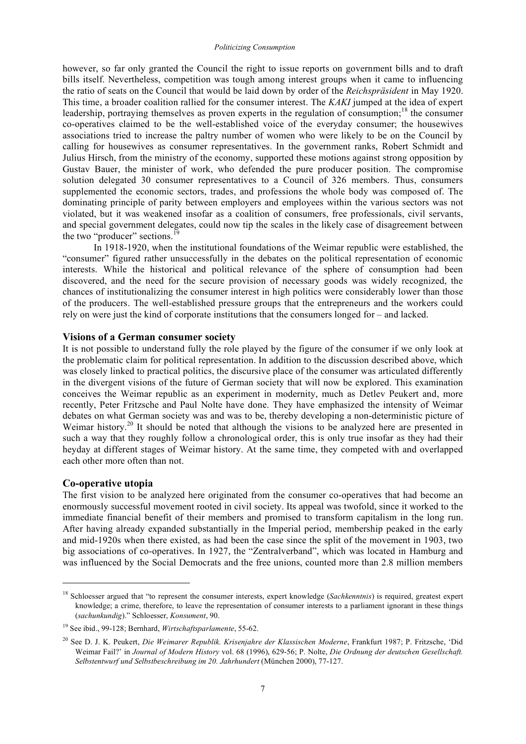however, so far only granted the Council the right to issue reports on government bills and to draft bills itself. Nevertheless, competition was tough among interest groups when it came to influencing the ratio of seats on the Council that would be laid down by order of the *Reichspräsident* in May 1920. This time, a broader coalition rallied for the consumer interest. The *KAKI* jumped at the idea of expert leadership, portraying themselves as proven experts in the regulation of consumption;[18] the consumer co-operatives claimed to be the well-established voice of the everyday consumer; the housewives associations tried to increase the paltry number of women who were likely to be on the Council by calling for housewives as consumer representatives. In the government ranks, Robert Schmidt and Julius Hirsch, from the ministry of the economy, supported these motions against strong opposition by Gustav Bauer, the minister of work, who defended the pure producer position. The compromise solution delegated 30 consumer representatives to a Council of 326 members. Thus, consumers supplemented the economic sectors, trades, and professions the whole body was composed of. The dominating principle of parity between employers and employees within the various sectors was not violated, but it was weakened insofar as a coalition of consumers, free professionals, civil servants, and special government delegates, could now tip the scales in the likely case of disagreement between the two "producer" sections.[19]

In 1918-1920, when the institutional foundations of the Weimar republic were established, the "consumer" figured rather unsuccessfully in the debates on the political representation of economic interests. While the historical and political relevance of the sphere of consumption had been discovered, and the need for the secure provision of necessary goods was widely recognized, the chances of institutionalizing the consumer interest in high politics were considerably lower than those of the producers. The well-established pressure groups that the entrepreneurs and the workers could rely on were just the kind of corporate institutions that the consumers longed for – and lacked.

## Visions of a German consumer society

It is not possible to understand fully the role played by the figure of the consumer if we only look at the problematic claim for political representation. In addition to the discussion described above, which was closely linked to practical politics, the discursive place of the consumer was articulated differently in the divergent visions of the future of German society that will now be explored. This examination conceives the Weimar republic as an experiment in modernity, much as Detlev Peukert and, more recently, Peter Fritzsche and Paul Nolte have done. They have emphasized the intensity of Weimar debates on what German society was and was to be, thereby developing a non-deterministic picture of Weimar history.[20] It should be noted that although the visions to be analyzed here are presented in such a way that they roughly follow a chronological order, this is only true insofar as they had their heyday at different stages of Weimar history. At the same time, they competed with and overlapped each other more often than not.

## Co-operative utopia

The first vision to be analyzed here originated from the consumer co-operatives that had become an enormously successful movement rooted in civil society. Its appeal was twofold, since it worked to the immediate financial benefit of their members and promised to transform capitalism in the long run. After having already expanded substantially in the Imperial period, membership peaked in the early and mid-1920s when there existed, as had been the case since the split of the movement in 1903, two big associations of co-operatives. In 1927, the "Zentralverband", which was located in Hamburg and was influenced by the Social Democrats and the free unions, counted more than 2.8 million members

---

[18] Schloesser argued that "to represent the consumer interests, expert knowledge (*Sachkenntnis*) is required, greatest expert knowledge; a crime, therefore, to leave the representation of consumer interests to a parliament ignorant in these things (*sachunkundig*)." Schloesser, *Konsument*, 90.

[19] See ibid., 99-128; Bernhard, *Wirtschaftsparlamente*, 55-62.

[20] See D. J. K. Peukert, *Die Weimarer Republik. Krisenjahre der Klassischen Moderne*, Frankfurt 1987; P. Fritzsche, 'Did Weimar Fail?' in *Journal of Modern History* vol. 68 (1996), 629-56; P. Nolte, *Die Ordnung der deutschen Gesellschaft. Selbstentwurf und Selbstbeschreibung im 20. Jahrhundert* (München 2000), 77-127.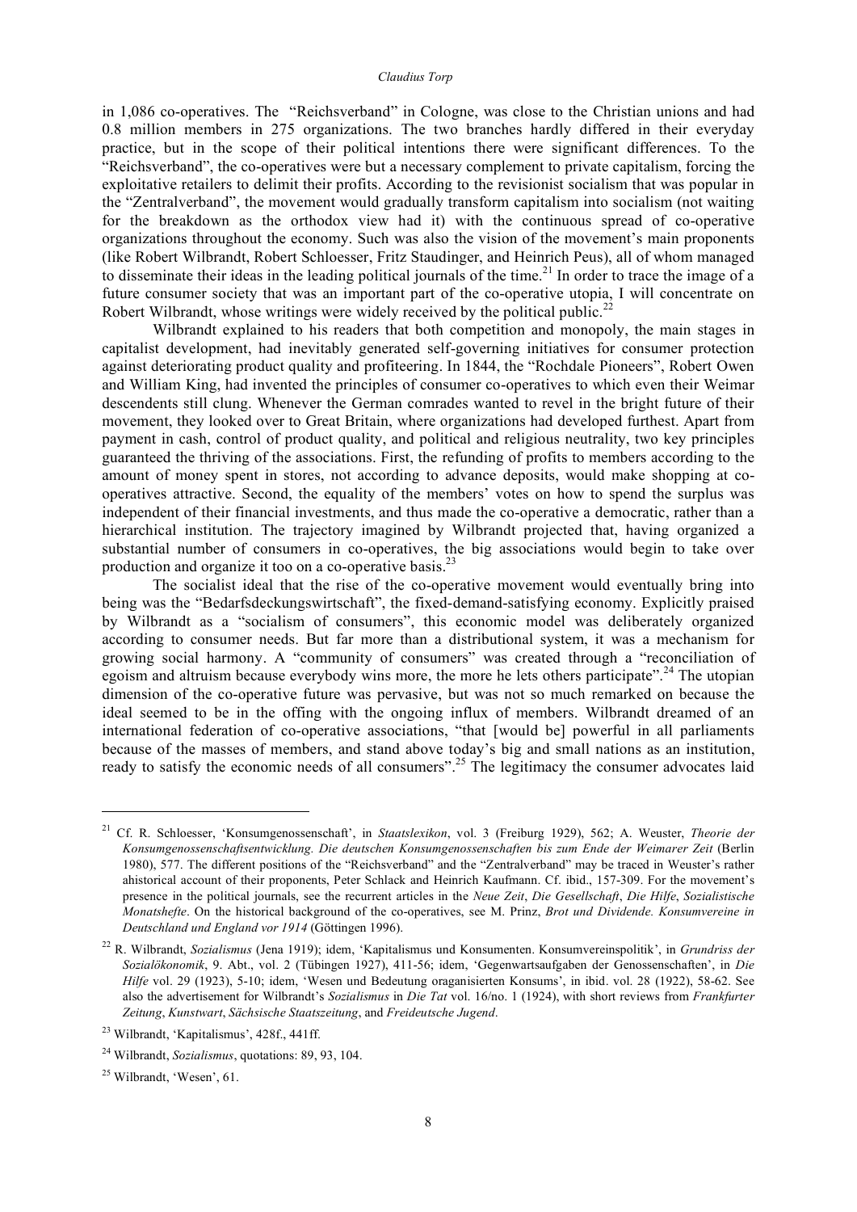in 1,086 co-operatives. The "Reichsverband" in Cologne, was close to the Christian unions and had 0.8 million members in 275 organizations. The two branches hardly differed in their everyday practice, but in the scope of their political intentions there were significant differences. To the "Reichsverband", the co-operatives were but a necessary complement to private capitalism, forcing the exploitative retailers to delimit their profits. According to the revisionist socialism that was popular in the "Zentralverband", the movement would gradually transform capitalism into socialism (not waiting for the breakdown as the orthodox view had it) with the continuous spread of co-operative organizations throughout the economy. Such was also the vision of the movement's main proponents (like Robert Wilbrandt, Robert Schloesser, Fritz Staudinger, and Heinrich Peus), all of whom managed to disseminate their ideas in the leading political journals of the time.[21] In order to trace the image of a future consumer society that was an important part of the co-operative utopia, I will concentrate on Robert Wilbrandt, whose writings were widely received by the political public.[22]

Wilbrandt explained to his readers that both competition and monopoly, the main stages in capitalist development, had inevitably generated self-governing initiatives for consumer protection against deteriorating product quality and profiteering. In 1844, the "Rochdale Pioneers", Robert Owen and William King, had invented the principles of consumer co-operatives to which even their Weimar descendents still clung. Whenever the German comrades wanted to revel in the bright future of their movement, they looked over to Great Britain, where organizations had developed furthest. Apart from payment in cash, control of product quality, and political and religious neutrality, two key principles guaranteed the thriving of the associations. First, the refunding of profits to members according to the amount of money spent in stores, not according to advance deposits, would make shopping at co-operatives attractive. Second, the equality of the members' votes on how to spend the surplus was independent of their financial investments, and thus made the co-operative a democratic, rather than a hierarchical institution. The trajectory imagined by Wilbrandt projected that, having organized a substantial number of consumers in co-operatives, the big associations would begin to take over production and organize it too on a co-operative basis.[23]

The socialist ideal that the rise of the co-operative movement would eventually bring into being was the "Bedarfsdeckungswirtschaft", the fixed-demand-satisfying economy. Explicitly praised by Wilbrandt as a "socialism of consumers", this economic model was deliberately organized according to consumer needs. But far more than a distributional system, it was a mechanism for growing social harmony. A "community of consumers" was created through a "reconciliation of egoism and altruism because everybody wins more, the more he lets others participate".[24] The utopian dimension of the co-operative future was pervasive, but was not so much remarked on because the ideal seemed to be in the offing with the ongoing influx of members. Wilbrandt dreamed of an international federation of co-operative associations, "that [would be] powerful in all parliaments because of the masses of members, and stand above today's big and small nations as an institution, ready to satisfy the economic needs of all consumers".[25] The legitimacy the consumer advocates laid

---

[21] Cf. R. Schloesser, 'Konsumgenossenschaft', in *Staatslexikon*, vol. 3 (Freiburg 1929), 562; A. Weuster, *Theorie der Konsumgenossenschaftsentwicklung. Die deutschen Konsumgenossenschaften bis zum Ende der Weimarer Zeit* (Berlin 1980), 577. The different positions of the "Reichsverband" and the "Zentralverband" may be traced in Weuster's rather ahistorical account of their proponents, Peter Schlack and Heinrich Kaufmann. Cf. ibid., 157-309. For the movement's presence in the political journals, see the recurrent articles in the *Neue Zeit*, *Die Gesellschaft*, *Die Hilfe*, *Sozialistische Monatshefte*. On the historical background of the co-operatives, see M. Prinz, *Brot und Dividende. Konsumvereine in Deutschland und England vor 1914* (Göttingen 1996).

[22] R. Wilbrandt, *Sozialismus* (Jena 1919); idem, 'Kapitalismus und Konsumenten. Konsumvereinspolitik', in *Grundriss der Sozialökonomik*, 9. Abt., vol. 2 (Tübingen 1927), 411-56; idem, 'Gegenwartsaufgaben der Genossenschaften', in *Die Hilfe* vol. 29 (1923), 5-10; idem, 'Wesen und Bedeutung oraganisierten Konsums', in ibid. vol. 28 (1922), 58-62. See also the advertisement for Wilbrandt's *Sozialismus* in *Die Tat* vol. 16/no. 1 (1924), with short reviews from *Frankfurter Zeitung*, *Kunstwart*, *Sächsische Staatszeitung*, and *Freideutsche Jugend*.

[23] Wilbrandt, 'Kapitalismus', 428f., 441ff.

[24] Wilbrandt, *Sozialismus*, quotations: 89, 93, 104.

[25] Wilbrandt, 'Wesen', 61.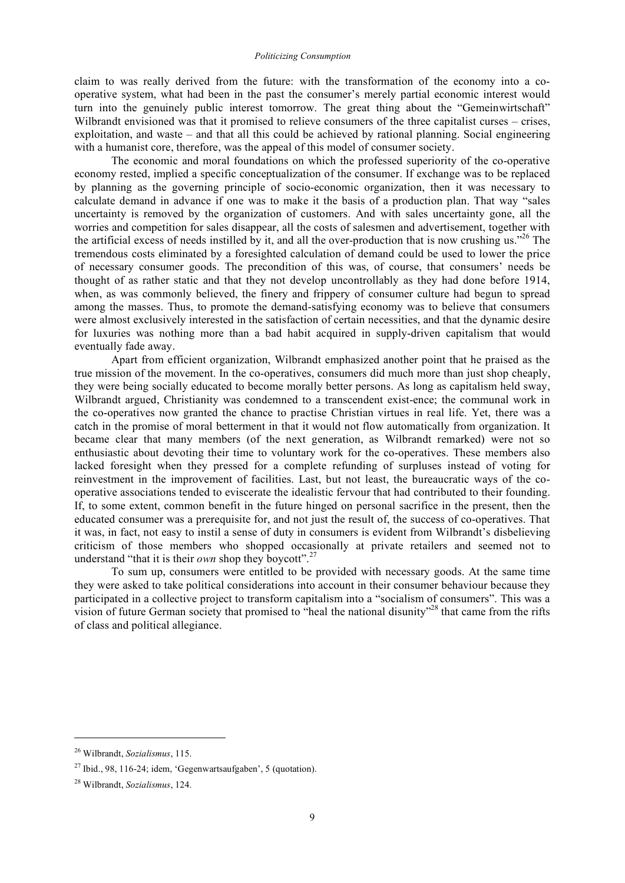claim to was really derived from the future: with the transformation of the economy into a co-operative system, what had been in the past the consumer's merely partial economic interest would turn into the genuinely public interest tomorrow. The great thing about the "Gemeinwirtschaft" Wilbrandt envisioned was that it promised to relieve consumers of the three capitalist curses – crises, exploitation, and waste – and that all this could be achieved by rational planning. Social engineering with a humanist core, therefore, was the appeal of this model of consumer society.

The economic and moral foundations on which the professed superiority of the co-operative economy rested, implied a specific conceptualization of the consumer. If exchange was to be replaced by planning as the governing principle of socio-economic organization, then it was necessary to calculate demand in advance if one was to make it the basis of a production plan. That way "sales uncertainty is removed by the organization of customers. And with sales uncertainty gone, all the worries and competition for sales disappear, all the costs of salesmen and advertisement, together with the artificial excess of needs instilled by it, and all the over-production that is now crushing us."[26] The tremendous costs eliminated by a foresighted calculation of demand could be used to lower the price of necessary consumer goods. The precondition of this was, of course, that consumers' needs be thought of as rather static and that they not develop uncontrollably as they had done before 1914, when, as was commonly believed, the finery and frippery of consumer culture had begun to spread among the masses. Thus, to promote the demand-satisfying economy was to believe that consumers were almost exclusively interested in the satisfaction of certain necessities, and that the dynamic desire for luxuries was nothing more than a bad habit acquired in supply-driven capitalism that would eventually fade away.

Apart from efficient organization, Wilbrandt emphasized another point that he praised as the true mission of the movement. In the co-operatives, consumers did much more than just shop cheaply, they were being socially educated to become morally better persons. As long as capitalism held sway, Wilbrandt argued, Christianity was condemned to a transcendent exist-ence; the communal work in the co-operatives now granted the chance to practise Christian virtues in real life. Yet, there was a catch in the promise of moral betterment in that it would not flow automatically from organization. It became clear that many members (of the next generation, as Wilbrandt remarked) were not so enthusiastic about devoting their time to voluntary work for the co-operatives. These members also lacked foresight when they pressed for a complete refunding of surpluses instead of voting for reinvestment in the improvement of facilities. Last, but not least, the bureaucratic ways of the co-operative associations tended to eviscerate the idealistic fervour that had contributed to their founding. If, to some extent, common benefit in the future hinged on personal sacrifice in the present, then the educated consumer was a prerequisite for, and not just the result of, the success of co-operatives. That it was, in fact, not easy to instil a sense of duty in consumers is evident from Wilbrandt's disbelieving criticism of those members who shopped occasionally at private retailers and seemed not to understand "that it is their *own* shop they boycott".[27]

To sum up, consumers were entitled to be provided with necessary goods. At the same time they were asked to take political considerations into account in their consumer behaviour because they participated in a collective project to transform capitalism into a "socialism of consumers". This was a vision of future German society that promised to "heal the national disunity"[28] that came from the rifts of class and political allegiance.

---

[26] Wilbrandt, *Sozialismus*, 115.

[27] Ibid., 98, 116-24; idem, 'Gegenwartsaufgaben', 5 (quotation).

[28] Wilbrandt, *Sozialismus*, 124.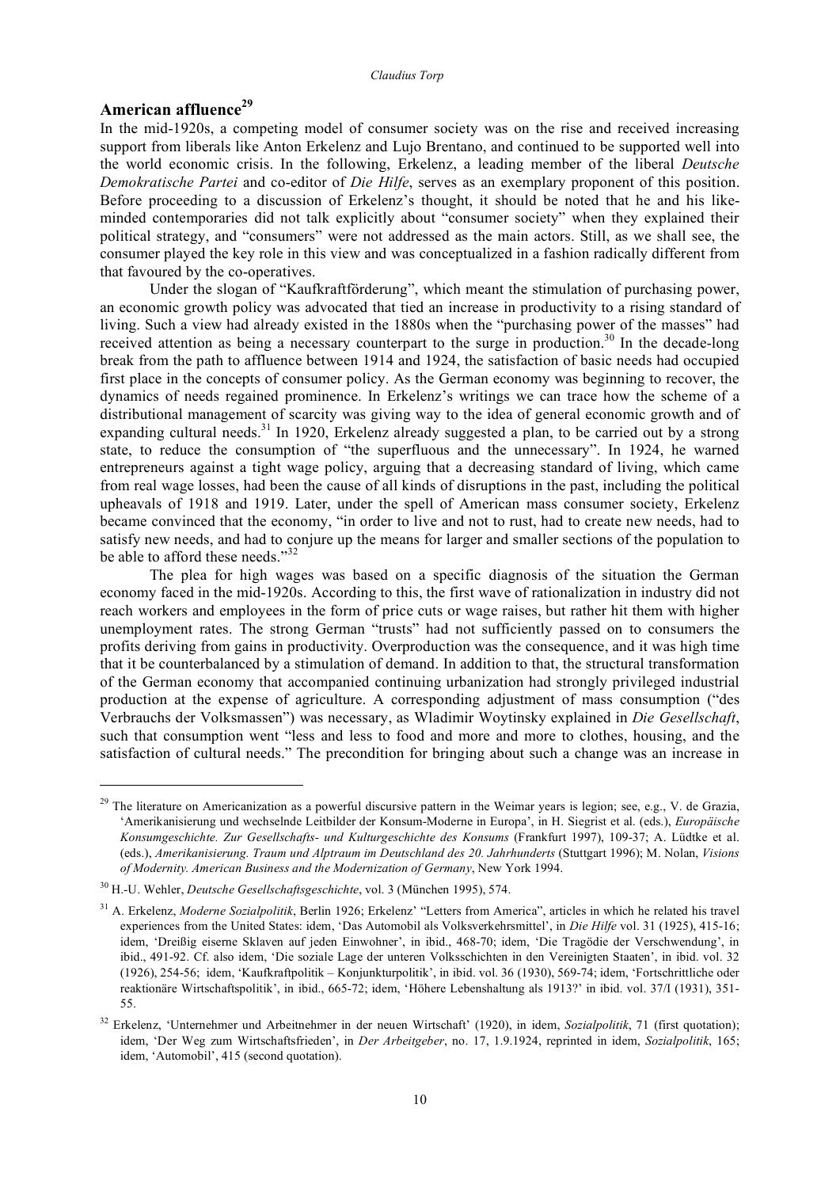## American affluence[29]

In the mid-1920s, a competing model of consumer society was on the rise and received increasing support from liberals like Anton Erkelenz and Lujo Brentano, and continued to be supported well into the world economic crisis. In the following, Erkelenz, a leading member of the liberal *Deutsche Demokratische Partei* and co-editor of *Die Hilfe*, serves as an exemplary proponent of this position. Before proceeding to a discussion of Erkelenz's thought, it should be noted that he and his like-minded contemporaries did not talk explicitly about "consumer society" when they explained their political strategy, and "consumers" were not addressed as the main actors. Still, as we shall see, the consumer played the key role in this view and was conceptualized in a fashion radically different from that favoured by the co-operatives.

Under the slogan of "Kaufkraftförderung", which meant the stimulation of purchasing power, an economic growth policy was advocated that tied an increase in productivity to a rising standard of living. Such a view had already existed in the 1880s when the "purchasing power of the masses" had received attention as being a necessary counterpart to the surge in production.[30] In the decade-long break from the path to affluence between 1914 and 1924, the satisfaction of basic needs had occupied first place in the concepts of consumer policy. As the German economy was beginning to recover, the dynamics of needs regained prominence. In Erkelenz's writings we can trace how the scheme of a distributional management of scarcity was giving way to the idea of general economic growth and of expanding cultural needs.[31] In 1920, Erkelenz already suggested a plan, to be carried out by a strong state, to reduce the consumption of "the superfluous and the unnecessary". In 1924, he warned entrepreneurs against a tight wage policy, arguing that a decreasing standard of living, which came from real wage losses, had been the cause of all kinds of disruptions in the past, including the political upheavals of 1918 and 1919. Later, under the spell of American mass consumer society, Erkelenz became convinced that the economy, "in order to live and not to rust, had to create new needs, had to satisfy new needs, and had to conjure up the means for larger and smaller sections of the population to be able to afford these needs."[32]

The plea for high wages was based on a specific diagnosis of the situation the German economy faced in the mid-1920s. According to this, the first wave of rationalization in industry did not reach workers and employees in the form of price cuts or wage raises, but rather hit them with higher unemployment rates. The strong German "trusts" had not sufficiently passed on to consumers the profits deriving from gains in productivity. Overproduction was the consequence, and it was high time that it be counterbalanced by a stimulation of demand. In addition to that, the structural transformation of the German economy that accompanied continuing urbanization had strongly privileged industrial production at the expense of agriculture. A corresponding adjustment of mass consumption ("des Verbrauchs der Volksmassen") was necessary, as Wladimir Woytinsky explained in *Die Gesellschaft*, such that consumption went "less and less to food and more and more to clothes, housing, and the satisfaction of cultural needs." The precondition for bringing about such a change was an increase in

---

[29] The literature on Americanization as a powerful discursive pattern in the Weimar years is legion; see, e.g., V. de Grazia, 'Amerikanisierung und wechselnde Leitbilder der Konsum-Moderne in Europa', in H. Siegrist et al. (eds.), *Europäische Konsumgeschichte. Zur Gesellschafts- und Kulturgeschichte des Konsums* (Frankfurt 1997), 109-37; A. Lüdtke et al. (eds.), *Amerikanisierung. Traum und Alptraum im Deutschland des 20. Jahrhunderts* (Stuttgart 1996); M. Nolan, *Visions of Modernity. American Business and the Modernization of Germany*, New York 1994.

[30] H.-U. Wehler, *Deutsche Gesellschaftsgeschichte*, vol. 3 (München 1995), 574.

[31] A. Erkelenz, *Moderne Sozialpolitik*, Berlin 1926; Erkelenz' "Letters from America", articles in which he related his travel experiences from the United States: idem, 'Das Automobil als Volksverkehrsmittel', in *Die Hilfe* vol. 31 (1925), 415-16; idem, 'Dreißig eiserne Sklaven auf jeden Einwohner', in ibid., 468-70; idem, 'Die Tragödie der Verschwendung', in ibid., 491-92. Cf. also idem, 'Die soziale Lage der unteren Volksschichten in den Vereinigten Staaten', in ibid. vol. 32 (1926), 254-56; idem, 'Kaufkraftpolitik – Konjunkturpolitik', in ibid. vol. 36 (1930), 569-74; idem, 'Fortschrittliche oder reaktionäre Wirtschaftspolitik', in ibid., 665-72; idem, 'Höhere Lebenshaltung als 1913?' in ibid. vol. 37/I (1931), 351-55.

[32] Erkelenz, 'Unternehmer und Arbeitnehmer in der neuen Wirtschaft' (1920), in idem, *Sozialpolitik*, 71 (first quotation); idem, 'Der Weg zum Wirtschaftsfrieden', in *Der Arbeitgeber*, no. 17, 1.9.1924, reprinted in idem, *Sozialpolitik*, 165; idem, 'Automobil', 415 (second quotation).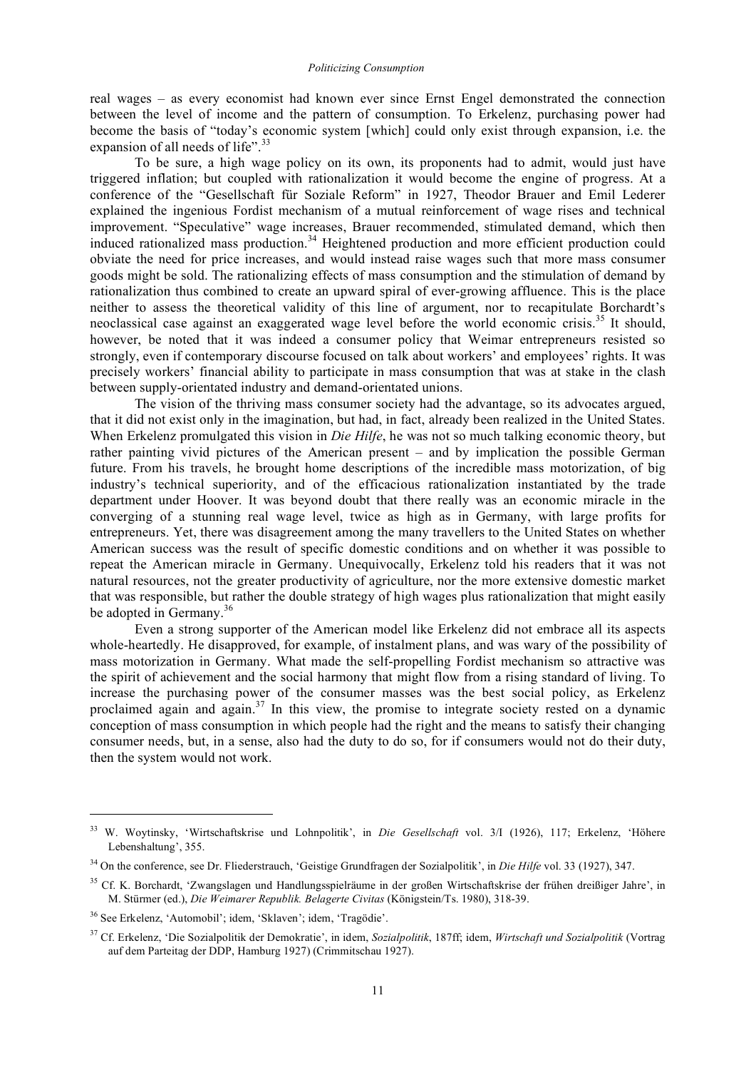real wages – as every economist had known ever since Ernst Engel demonstrated the connection between the level of income and the pattern of consumption. To Erkelenz, purchasing power had become the basis of "today's economic system [which] could only exist through expansion, i.e. the expansion of all needs of life".[33]

To be sure, a high wage policy on its own, its proponents had to admit, would just have triggered inflation; but coupled with rationalization it would become the engine of progress. At a conference of the "Gesellschaft für Soziale Reform" in 1927, Theodor Brauer and Emil Lederer explained the ingenious Fordist mechanism of a mutual reinforcement of wage rises and technical improvement. "Speculative" wage increases, Brauer recommended, stimulated demand, which then induced rationalized mass production.[34] Heightened production and more efficient production could obviate the need for price increases, and would instead raise wages such that more mass consumer goods might be sold. The rationalizing effects of mass consumption and the stimulation of demand by rationalization thus combined to create an upward spiral of ever-growing affluence. This is the place neither to assess the theoretical validity of this line of argument, nor to recapitulate Borchardt's neoclassical case against an exaggerated wage level before the world economic crisis.[35] It should, however, be noted that it was indeed a consumer policy that Weimar entrepreneurs resisted so strongly, even if contemporary discourse focused on talk about workers' and employees' rights. It was precisely workers' financial ability to participate in mass consumption that was at stake in the clash between supply-orientated industry and demand-orientated unions.

The vision of the thriving mass consumer society had the advantage, so its advocates argued, that it did not exist only in the imagination, but had, in fact, already been realized in the United States. When Erkelenz promulgated this vision in *Die Hilfe*, he was not so much talking economic theory, but rather painting vivid pictures of the American present – and by implication the possible German future. From his travels, he brought home descriptions of the incredible mass motorization, of big industry's technical superiority, and of the efficacious rationalization instantiated by the trade department under Hoover. It was beyond doubt that there really was an economic miracle in the converging of a stunning real wage level, twice as high as in Germany, with large profits for entrepreneurs. Yet, there was disagreement among the many travellers to the United States on whether American success was the result of specific domestic conditions and on whether it was possible to repeat the American miracle in Germany. Unequivocally, Erkelenz told his readers that it was not natural resources, not the greater productivity of agriculture, nor the more extensive domestic market that was responsible, but rather the double strategy of high wages plus rationalization that might easily be adopted in Germany.[36]

Even a strong supporter of the American model like Erkelenz did not embrace all its aspects whole-heartedly. He disapproved, for example, of instalment plans, and was wary of the possibility of mass motorization in Germany. What made the self-propelling Fordist mechanism so attractive was the spirit of achievement and the social harmony that might flow from a rising standard of living. To increase the purchasing power of the consumer masses was the best social policy, as Erkelenz proclaimed again and again.[37] In this view, the promise to integrate society rested on a dynamic conception of mass consumption in which people had the right and the means to satisfy their changing consumer needs, but, in a sense, also had the duty to do so, for if consumers would not do their duty, then the system would not work.

---

[33] W. Woytinsky, 'Wirtschaftskrise und Lohnpolitik', in *Die Gesellschaft* vol. 3/I (1926), 117; Erkelenz, 'Höhere Lebenshaltung', 355.

[34] On the conference, see Dr. Fliederstrauch, 'Geistige Grundfragen der Sozialpolitik', in *Die Hilfe* vol. 33 (1927), 347.

[35] Cf. K. Borchardt, 'Zwangslagen und Handlungsspielräume in der großen Wirtschaftskrise der frühen dreißiger Jahre', in M. Stürmer (ed.), *Die Weimarer Republik. Belagerte Civitas* (Königstein/Ts. 1980), 318-39.

[36] See Erkelenz, 'Automobil'; idem, 'Sklaven'; idem, 'Tragödie'.

[37] Cf. Erkelenz, 'Die Sozialpolitik der Demokratie', in idem, *Sozialpolitik*, 187ff; idem, *Wirtschaft und Sozialpolitik* (Vortrag auf dem Parteitag der DDP, Hamburg 1927) (Crimmitschau 1927).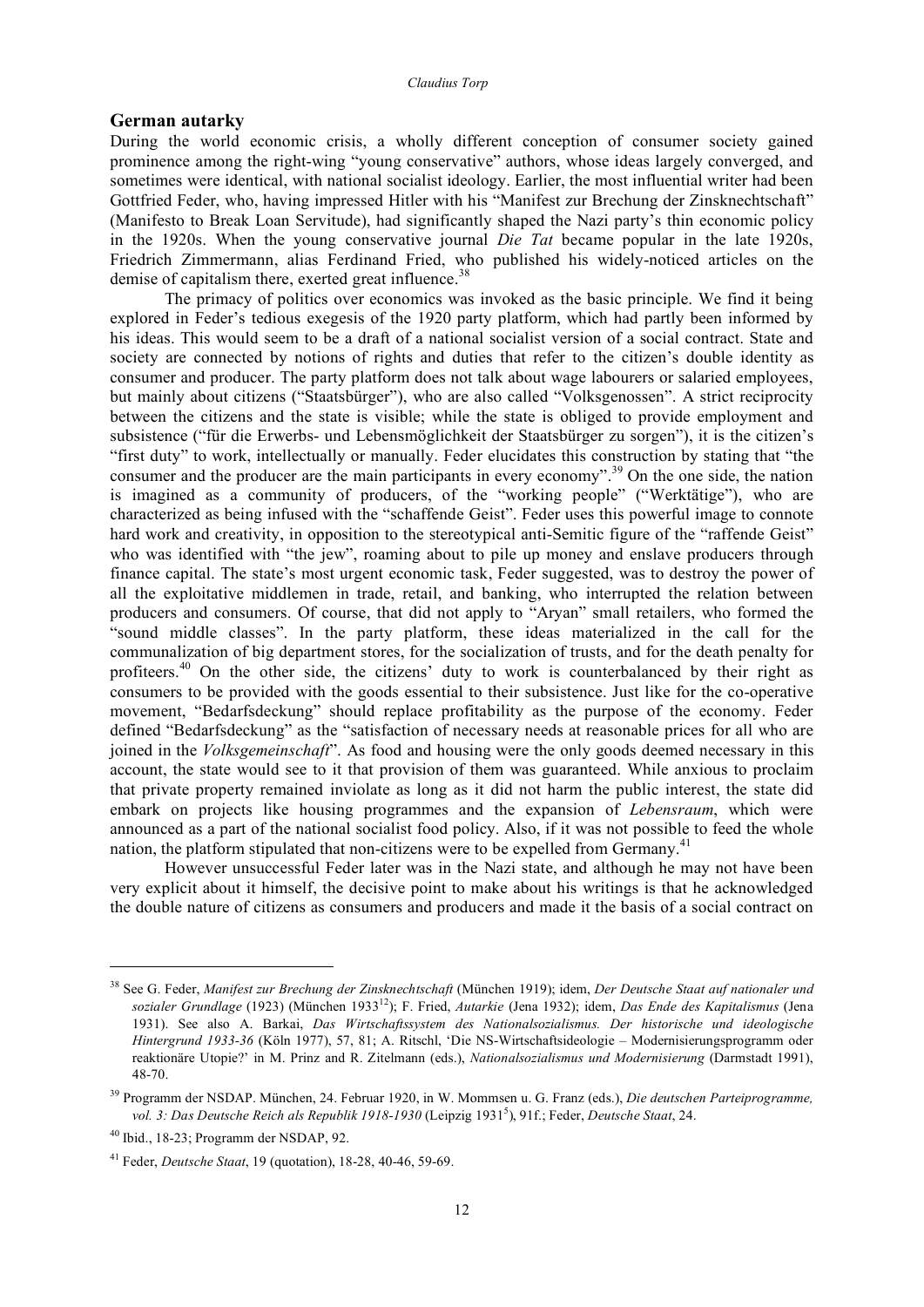## German autarky

During the world economic crisis, a wholly different conception of consumer society gained prominence among the right-wing "young conservative" authors, whose ideas largely converged, and sometimes were identical, with national socialist ideology. Earlier, the most influential writer had been Gottfried Feder, who, having impressed Hitler with his "Manifest zur Brechung der Zinsknechtschaft" (Manifesto to Break Loan Servitude), had significantly shaped the Nazi party's thin economic policy in the 1920s. When the young conservative journal *Die Tat* became popular in the late 1920s, Friedrich Zimmermann, alias Ferdinand Fried, who published his widely-noticed articles on the demise of capitalism there, exerted great influence.[38]

The primacy of politics over economics was invoked as the basic principle. We find it being explored in Feder's tedious exegesis of the 1920 party platform, which had partly been informed by his ideas. This would seem to be a draft of a national socialist version of a social contract. State and society are connected by notions of rights and duties that refer to the citizen's double identity as consumer and producer. The party platform does not talk about wage labourers or salaried employees, but mainly about citizens ("Staatsbürger"), who are also called "Volksgenossen". A strict reciprocity between the citizens and the state is visible; while the state is obliged to provide employment and subsistence ("für die Erwerbs- und Lebensmöglichkeit der Staatsbürger zu sorgen"), it is the citizen's "first duty" to work, intellectually or manually. Feder elucidates this construction by stating that "the consumer and the producer are the main participants in every economy".[39] On the one side, the nation is imagined as a community of producers, of the "working people" ("Werktätige"), who are characterized as being infused with the "schaffende Geist". Feder uses this powerful image to connote hard work and creativity, in opposition to the stereotypical anti-Semitic figure of the "raffende Geist" who was identified with "the jew", roaming about to pile up money and enslave producers through finance capital. The state's most urgent economic task, Feder suggested, was to destroy the power of all the exploitative middlemen in trade, retail, and banking, who interrupted the relation between producers and consumers. Of course, that did not apply to "Aryan" small retailers, who formed the "sound middle classes". In the party platform, these ideas materialized in the call for the communalization of big department stores, for the socialization of trusts, and for the death penalty for profiteers.[40] On the other side, the citizens' duty to work is counterbalanced by their right as consumers to be provided with the goods essential to their subsistence. Just like for the co-operative movement, "Bedarfsdeckung" should replace profitability as the purpose of the economy. Feder defined "Bedarfsdeckung" as the "satisfaction of necessary needs at reasonable prices for all who are joined in the *Volksgemeinschaft*". As food and housing were the only goods deemed necessary in this account, the state would see to it that provision of them was guaranteed. While anxious to proclaim that private property remained inviolate as long as it did not harm the public interest, the state did embark on projects like housing programmes and the expansion of *Lebensraum*, which were announced as a part of the national socialist food policy. Also, if it was not possible to feed the whole nation, the platform stipulated that non-citizens were to be expelled from Germany.[41]

However unsuccessful Feder later was in the Nazi state, and although he may not have been very explicit about it himself, the decisive point to make about his writings is that he acknowledged the double nature of citizens as consumers and producers and made it the basis of a social contract on

---

[38] See G. Feder, *Manifest zur Brechung der Zinsknechtschaft* (München 1919); idem, *Der Deutsche Staat auf nationaler und sozialer Grundlage* (1923) (München 1933[12]); F. Fried, *Autarkie* (Jena 1932); idem, *Das Ende des Kapitalismus* (Jena 1931). See also A. Barkai, *Das Wirtschaftssystem des Nationalsozialismus. Der historische und ideologische Hintergrund 1933-36* (Köln 1977), 57, 81; A. Ritschl, 'Die NS-Wirtschaftsideologie – Modernisierungsprogramm oder reaktionäre Utopie?' in M. Prinz and R. Zitelmann (eds.), *Nationalsozialismus und Modernisierung* (Darmstadt 1991), 48-70.

[39] Programm der NSDAP. München, 24. Februar 1920, in W. Mommsen u. G. Franz (eds.), *Die deutschen Parteiprogramme, vol. 3: Das Deutsche Reich als Republik 1918-1930* (Leipzig 1931[5]), 91f.; Feder, *Deutsche Staat*, 24.

[40] Ibid., 18-23; Programm der NSDAP, 92.

[41] Feder, *Deutsche Staat*, 19 (quotation), 18-28, 40-46, 59-69.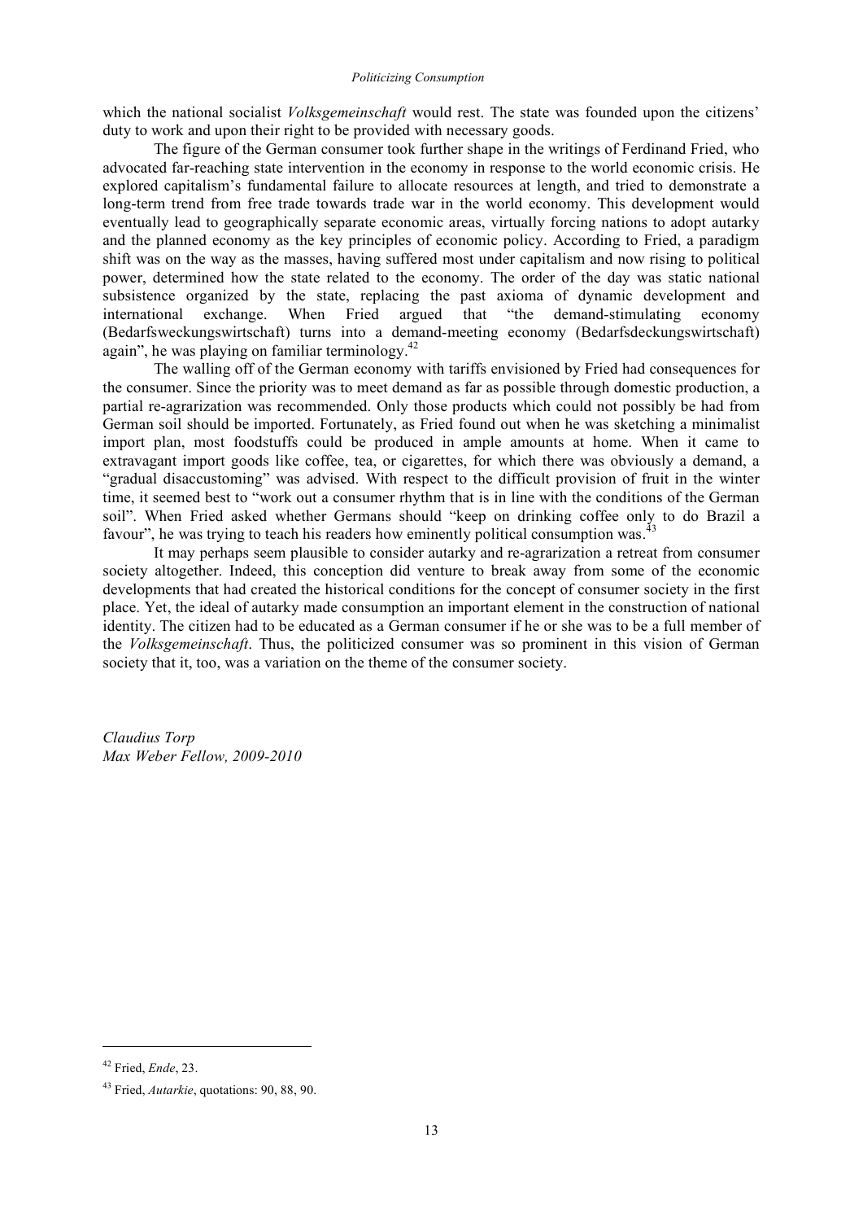which the national socialist *Volksgemeinschaft* would rest. The state was founded upon the citizens' duty to work and upon their right to be provided with necessary goods.

The figure of the German consumer took further shape in the writings of Ferdinand Fried, who advocated far-reaching state intervention in the economy in response to the world economic crisis. He explored capitalism's fundamental failure to allocate resources at length, and tried to demonstrate a long-term trend from free trade towards trade war in the world economy. This development would eventually lead to geographically separate economic areas, virtually forcing nations to adopt autarky and the planned economy as the key principles of economic policy. According to Fried, a paradigm shift was on the way as the masses, having suffered most under capitalism and now rising to political power, determined how the state related to the economy. The order of the day was static national subsistence organized by the state, replacing the past axioma of dynamic development and international exchange. When Fried argued that "the demand-stimulating economy (Bedarfsweckungswirtschaft) turns into a demand-meeting economy (Bedarfsdeckungswirtschaft) again", he was playing on familiar terminology.[42]

The walling off of the German economy with tariffs envisioned by Fried had consequences for the consumer. Since the priority was to meet demand as far as possible through domestic production, a partial re-agrarization was recommended. Only those products which could not possibly be had from German soil should be imported. Fortunately, as Fried found out when he was sketching a minimalist import plan, most foodstuffs could be produced in ample amounts at home. When it came to extravagant import goods like coffee, tea, or cigarettes, for which there was obviously a demand, a "gradual disaccustoming" was advised. With respect to the difficult provision of fruit in the winter time, it seemed best to "work out a consumer rhythm that is in line with the conditions of the German soil". When Fried asked whether Germans should "keep on drinking coffee only to do Brazil a favour", he was trying to teach his readers how eminently political consumption was.[43]

It may perhaps seem plausible to consider autarky and re-agrarization a retreat from consumer society altogether. Indeed, this conception did venture to break away from some of the economic developments that had created the historical conditions for the concept of consumer society in the first place. Yet, the ideal of autarky made consumption an important element in the construction of national identity. The citizen had to be educated as a German consumer if he or she was to be a full member of the *Volksgemeinschaft*. Thus, the politicized consumer was so prominent in this vision of German society that it, too, was a variation on the theme of the consumer society.

*Claudius Torp*
*Max Weber Fellow, 2009-2010*

---

[42] Fried, *Ende*, 23.

[43] Fried, *Autarkie*, quotations: 90, 88, 90.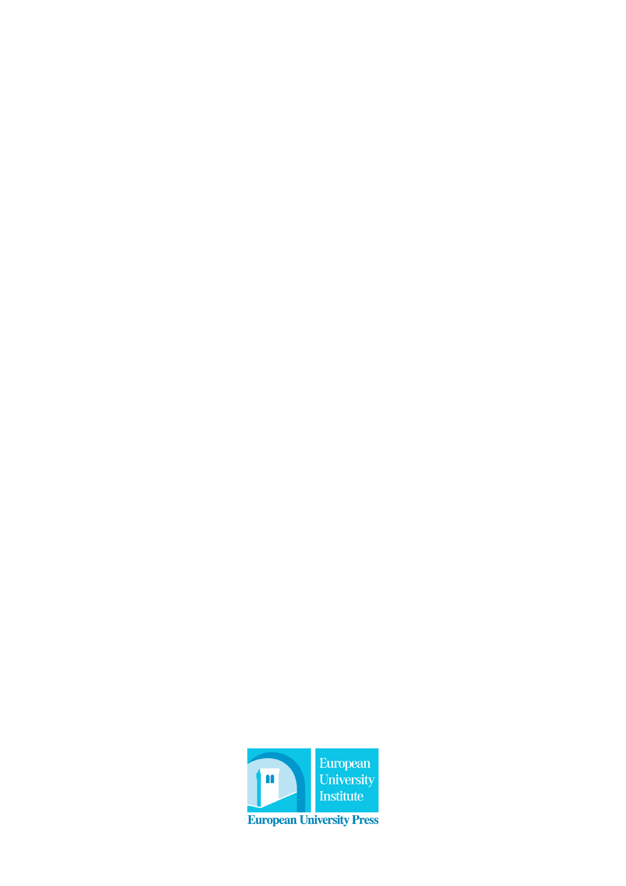European University Institute

European University Press